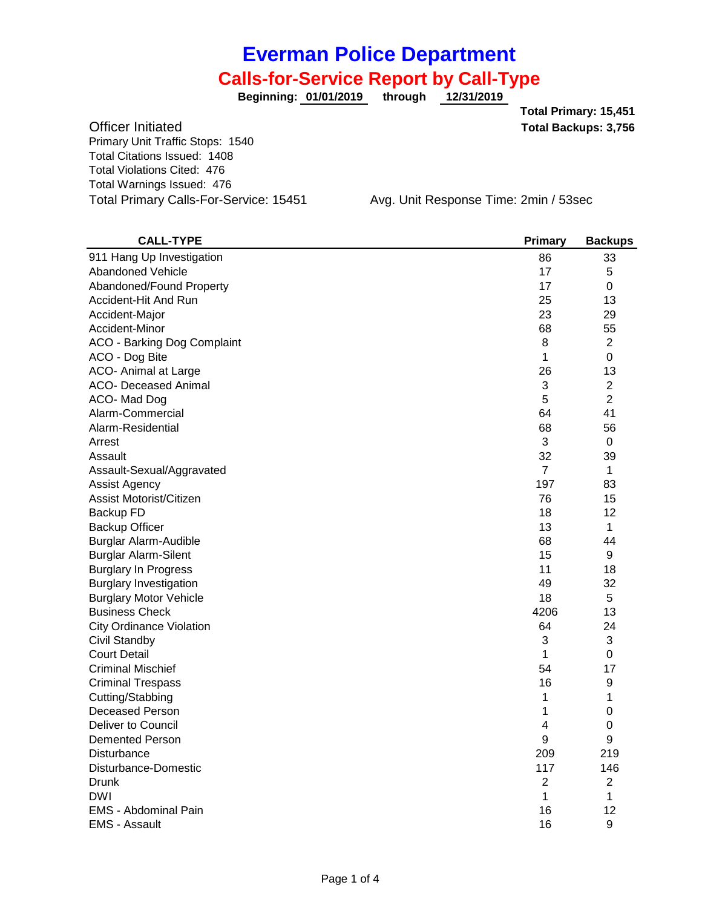# Everman Police Department

## Calls-for-Service Report by Call-Type

**Beginning: 01/01/2019 through 12/31/2019**

**Total Primary: 15,451**
**Total Backups: 3,756**

Officer Initiated

Primary Unit Traffic Stops: 1540
Total Citations Issued: 1408
Total Violations Cited: 476
Total Warnings Issued: 476
Total Primary Calls-For-Service: 15451

Avg. Unit Response Time: 2min / 53sec

| CALL-TYPE | Primary | Backups |
|---|---|---|
| 911 Hang Up Investigation | 86 | 33 |
| Abandoned Vehicle | 17 | 5 |
| Abandoned/Found Property | 17 | 0 |
| Accident-Hit And Run | 25 | 13 |
| Accident-Major | 23 | 29 |
| Accident-Minor | 68 | 55 |
| ACO - Barking Dog Complaint | 8 | 2 |
| ACO - Dog Bite | 1 | 0 |
| ACO- Animal at Large | 26 | 13 |
| ACO- Deceased Animal | 3 | 2 |
| ACO- Mad Dog | 5 | 2 |
| Alarm-Commercial | 64 | 41 |
| Alarm-Residential | 68 | 56 |
| Arrest | 3 | 0 |
| Assault | 32 | 39 |
| Assault-Sexual/Aggravated | 7 | 1 |
| Assist Agency | 197 | 83 |
| Assist Motorist/Citizen | 76 | 15 |
| Backup FD | 18 | 12 |
| Backup Officer | 13 | 1 |
| Burglar Alarm-Audible | 68 | 44 |
| Burglar Alarm-Silent | 15 | 9 |
| Burglary In Progress | 11 | 18 |
| Burglary Investigation | 49 | 32 |
| Burglary Motor Vehicle | 18 | 5 |
| Business Check | 4206 | 13 |
| City Ordinance Violation | 64 | 24 |
| Civil Standby | 3 | 3 |
| Court Detail | 1 | 0 |
| Criminal Mischief | 54 | 17 |
| Criminal Trespass | 16 | 9 |
| Cutting/Stabbing | 1 | 1 |
| Deceased Person | 1 | 0 |
| Deliver to Council | 4 | 0 |
| Demented Person | 9 | 9 |
| Disturbance | 209 | 219 |
| Disturbance-Domestic | 117 | 146 |
| Drunk | 2 | 2 |
| DWI | 1 | 1 |
| EMS - Abdominal Pain | 16 | 12 |
| EMS - Assault | 16 | 9 |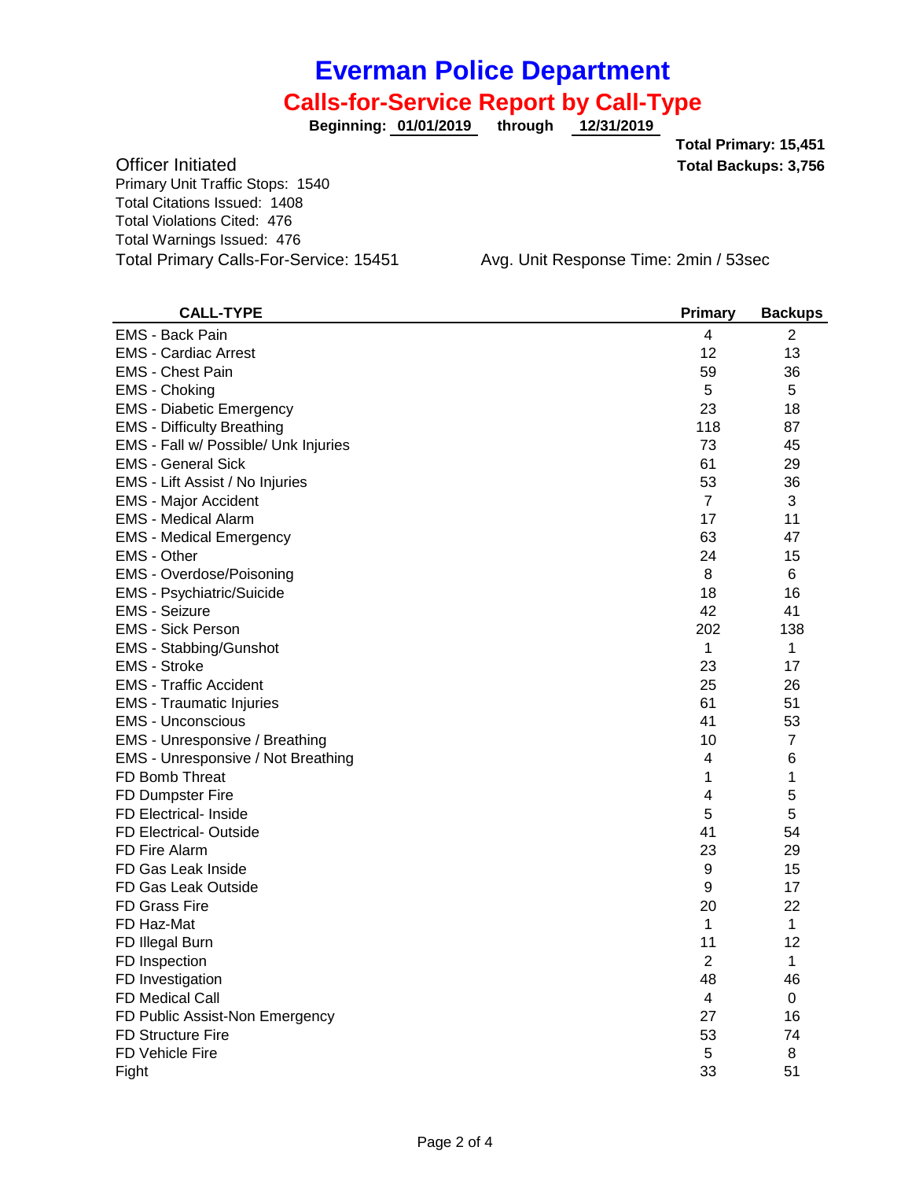# Everman Police Department

## Calls-for-Service Report by Call-Type

**Beginning: 01/01/2019 through 12/31/2019**

**Total Primary: 15,451**
**Total Backups: 3,756**

Officer Initiated

Primary Unit Traffic Stops: 1540
Total Citations Issued: 1408
Total Violations Cited: 476
Total Warnings Issued: 476
Total Primary Calls-For-Service: 15451

Avg. Unit Response Time: 2min / 53sec

| CALL-TYPE | Primary | Backups |
|---|---|---|
| EMS - Back Pain | 4 | 2 |
| EMS - Cardiac Arrest | 12 | 13 |
| EMS - Chest Pain | 59 | 36 |
| EMS - Choking | 5 | 5 |
| EMS - Diabetic Emergency | 23 | 18 |
| EMS - Difficulty Breathing | 118 | 87 |
| EMS - Fall w/ Possible/ Unk Injuries | 73 | 45 |
| EMS - General Sick | 61 | 29 |
| EMS - Lift Assist / No Injuries | 53 | 36 |
| EMS - Major Accident | 7 | 3 |
| EMS - Medical Alarm | 17 | 11 |
| EMS - Medical Emergency | 63 | 47 |
| EMS - Other | 24 | 15 |
| EMS - Overdose/Poisoning | 8 | 6 |
| EMS - Psychiatric/Suicide | 18 | 16 |
| EMS - Seizure | 42 | 41 |
| EMS - Sick Person | 202 | 138 |
| EMS - Stabbing/Gunshot | 1 | 1 |
| EMS - Stroke | 23 | 17 |
| EMS - Traffic Accident | 25 | 26 |
| EMS - Traumatic Injuries | 61 | 51 |
| EMS - Unconscious | 41 | 53 |
| EMS - Unresponsive / Breathing | 10 | 7 |
| EMS - Unresponsive / Not Breathing | 4 | 6 |
| FD Bomb Threat | 1 | 1 |
| FD Dumpster Fire | 4 | 5 |
| FD Electrical- Inside | 5 | 5 |
| FD Electrical- Outside | 41 | 54 |
| FD Fire Alarm | 23 | 29 |
| FD Gas Leak Inside | 9 | 15 |
| FD Gas Leak Outside | 9 | 17 |
| FD Grass Fire | 20 | 22 |
| FD Haz-Mat | 1 | 1 |
| FD Illegal Burn | 11 | 12 |
| FD Inspection | 2 | 1 |
| FD Investigation | 48 | 46 |
| FD Medical Call | 4 | 0 |
| FD Public Assist-Non Emergency | 27 | 16 |
| FD Structure Fire | 53 | 74 |
| FD Vehicle Fire | 5 | 8 |
| Fight | 33 | 51 |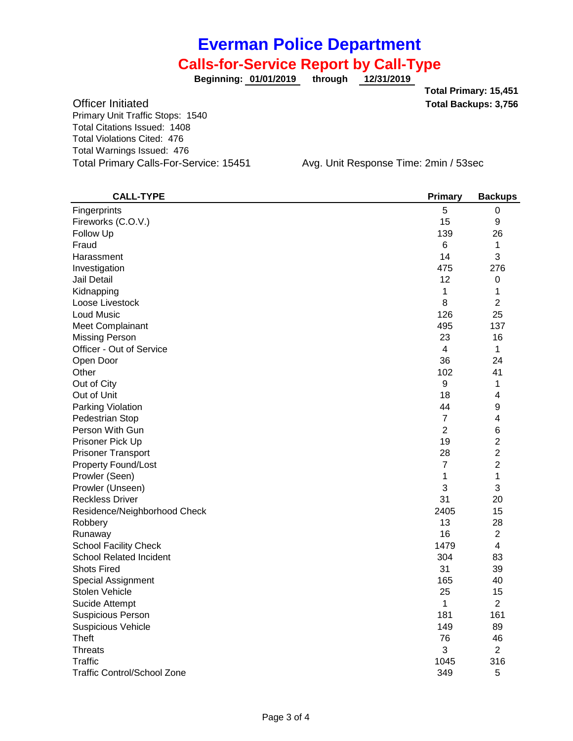# Everman Police Department

## Calls-for-Service Report by Call-Type

**Beginning: 01/01/2019 through 12/31/2019**

**Total Primary: 15,451**
**Total Backups: 3,756**

Officer Initiated

Primary Unit Traffic Stops: 1540
Total Citations Issued: 1408
Total Violations Cited: 476
Total Warnings Issued: 476
Total Primary Calls-For-Service: 15451

Avg. Unit Response Time: 2min / 53sec

| CALL-TYPE | Primary | Backups |
|---|---|---|
| Fingerprints | 5 | 0 |
| Fireworks (C.O.V.) | 15 | 9 |
| Follow Up | 139 | 26 |
| Fraud | 6 | 1 |
| Harassment | 14 | 3 |
| Investigation | 475 | 276 |
| Jail Detail | 12 | 0 |
| Kidnapping | 1 | 1 |
| Loose Livestock | 8 | 2 |
| Loud Music | 126 | 25 |
| Meet Complainant | 495 | 137 |
| Missing Person | 23 | 16 |
| Officer - Out of Service | 4 | 1 |
| Open Door | 36 | 24 |
| Other | 102 | 41 |
| Out of City | 9 | 1 |
| Out of Unit | 18 | 4 |
| Parking Violation | 44 | 9 |
| Pedestrian Stop | 7 | 4 |
| Person With Gun | 2 | 6 |
| Prisoner Pick Up | 19 | 2 |
| Prisoner Transport | 28 | 2 |
| Property Found/Lost | 7 | 2 |
| Prowler (Seen) | 1 | 1 |
| Prowler (Unseen) | 3 | 3 |
| Reckless Driver | 31 | 20 |
| Residence/Neighborhood Check | 2405 | 15 |
| Robbery | 13 | 28 |
| Runaway | 16 | 2 |
| School Facility Check | 1479 | 4 |
| School Related Incident | 304 | 83 |
| Shots Fired | 31 | 39 |
| Special Assignment | 165 | 40 |
| Stolen Vehicle | 25 | 15 |
| Sucide Attempt | 1 | 2 |
| Suspicious Person | 181 | 161 |
| Suspicious Vehicle | 149 | 89 |
| Theft | 76 | 46 |
| Threats | 3 | 2 |
| Traffic | 1045 | 316 |
| Traffic Control/School Zone | 349 | 5 |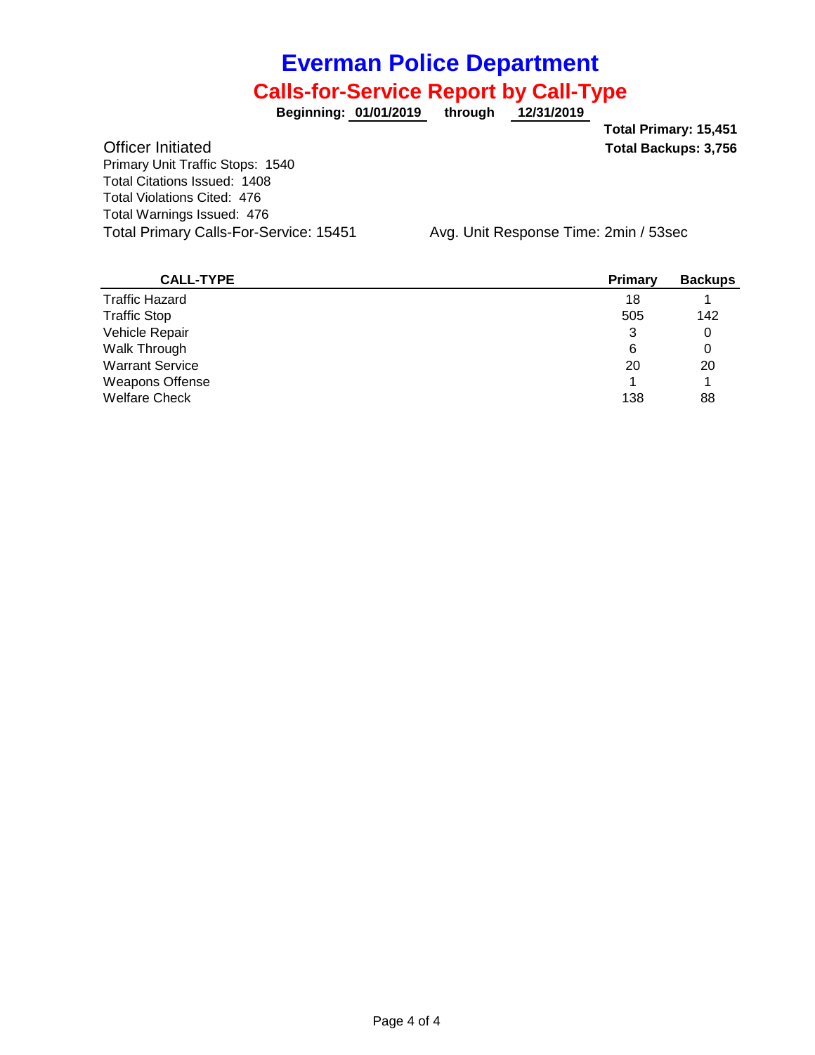# Everman Police Department

## Calls-for-Service Report by Call-Type

**Beginning: 01/01/2019 through 12/31/2019**

**Total Primary: 15,451**
**Total Backups: 3,756**

Officer Initiated

Primary Unit Traffic Stops: 1540
Total Citations Issued: 1408
Total Violations Cited: 476
Total Warnings Issued: 476
Total Primary Calls-For-Service: 15451

Avg. Unit Response Time: 2min / 53sec

| CALL-TYPE | Primary | Backups |
| --- | --- | --- |
| Traffic Hazard | 18 | 1 |
| Traffic Stop | 505 | 142 |
| Vehicle Repair | 3 | 0 |
| Walk Through | 6 | 0 |
| Warrant Service | 20 | 20 |
| Weapons Offense | 1 | 1 |
| Welfare Check | 138 | 88 |